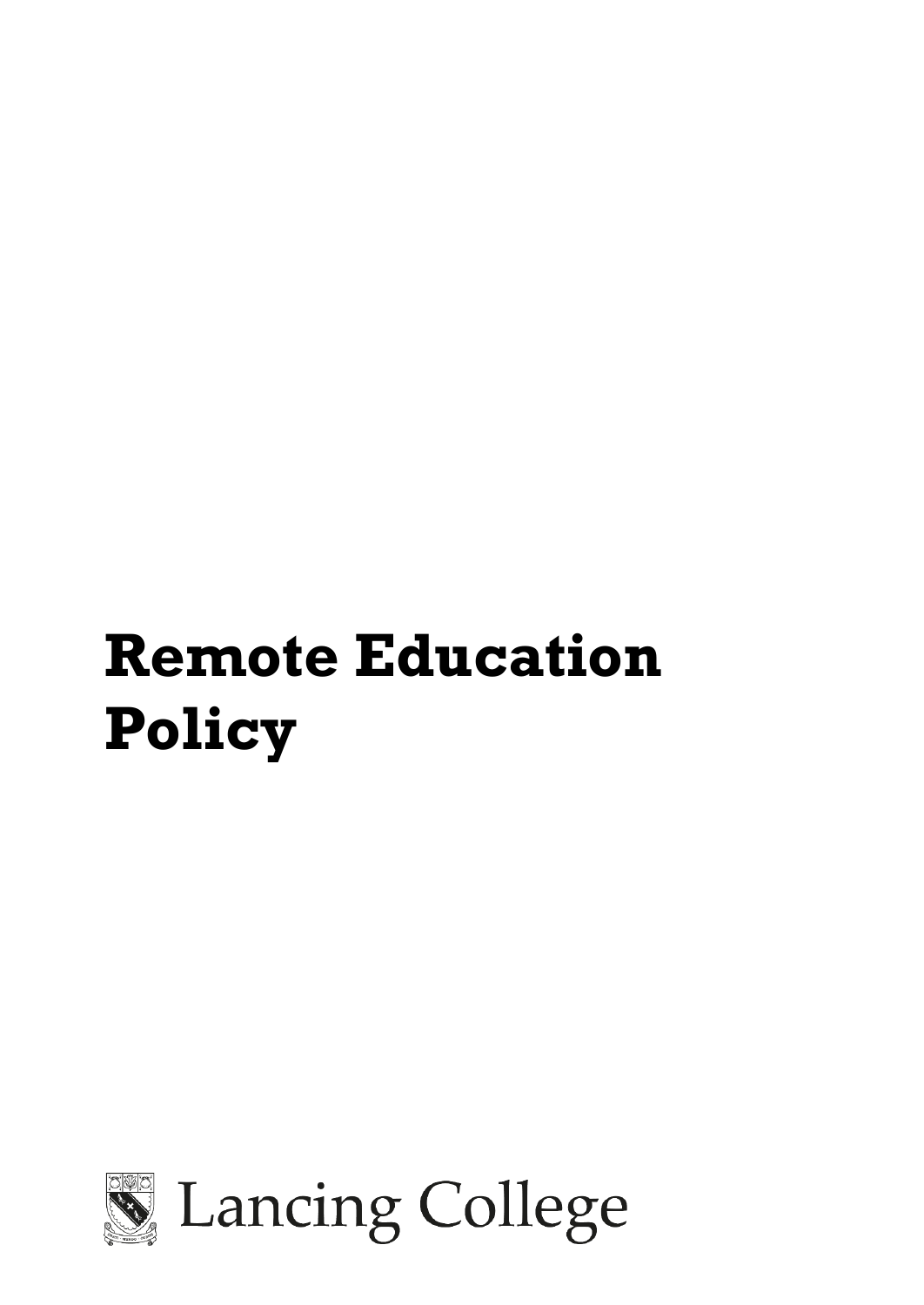# Remote Education Policy

Lancing College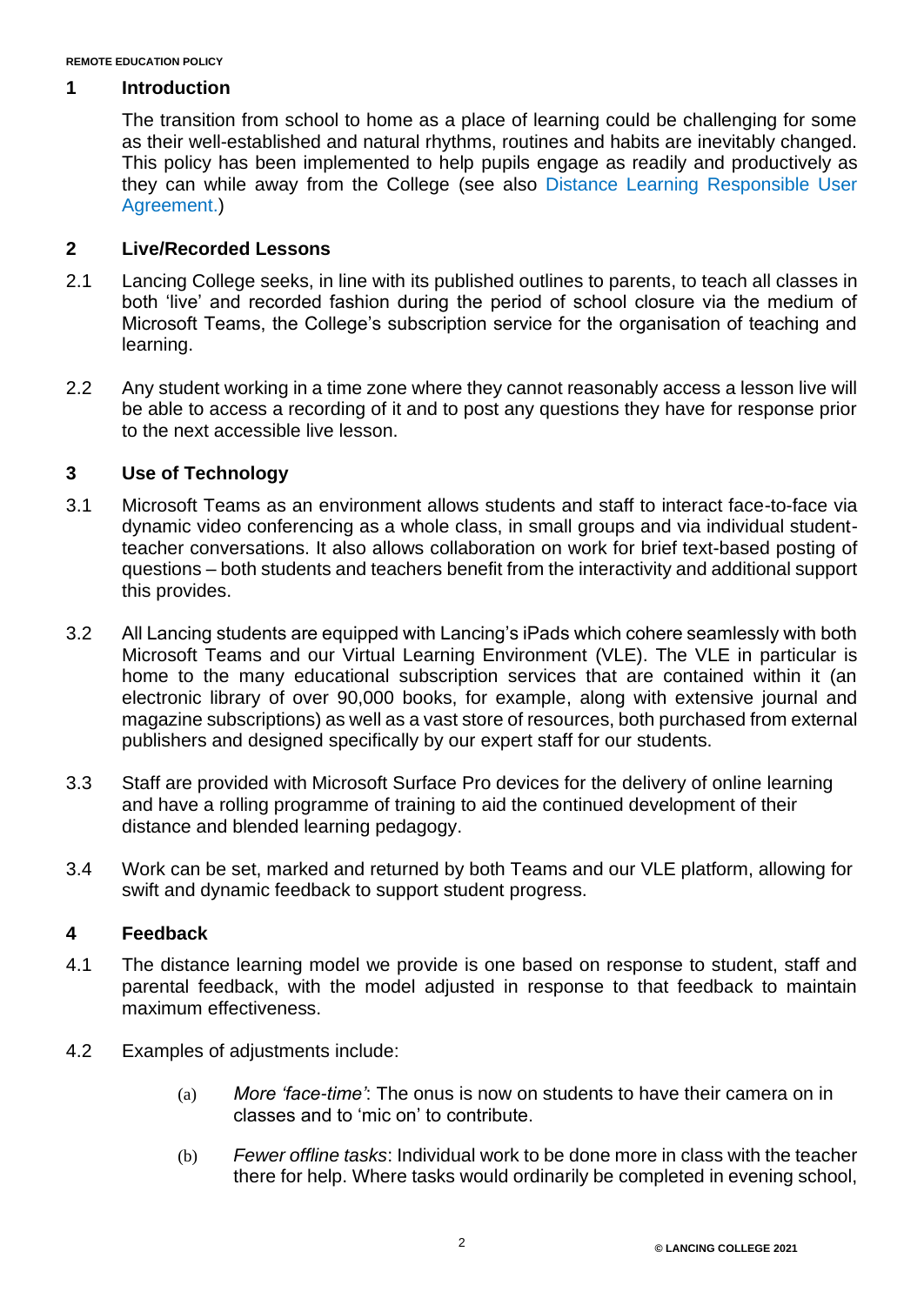## 1 Introduction

The transition from school to home as a place of learning could be challenging for some as their well-established and natural rhythms, routines and habits are inevitably changed. This policy has been implemented to help pupils engage as readily and productively as they can while away from the College (see also Distance Learning Responsible User Agreement.)

## 2 Live/Recorded Lessons

2.1 Lancing College seeks, in line with its published outlines to parents, to teach all classes in both 'live' and recorded fashion during the period of school closure via the medium of Microsoft Teams, the College's subscription service for the organisation of teaching and learning.

2.2 Any student working in a time zone where they cannot reasonably access a lesson live will be able to access a recording of it and to post any questions they have for response prior to the next accessible live lesson.

## 3 Use of Technology

3.1 Microsoft Teams as an environment allows students and staff to interact face-to-face via dynamic video conferencing as a whole class, in small groups and via individual student-teacher conversations. It also allows collaboration on work for brief text-based posting of questions – both students and teachers benefit from the interactivity and additional support this provides.

3.2 All Lancing students are equipped with Lancing's iPads which cohere seamlessly with both Microsoft Teams and our Virtual Learning Environment (VLE). The VLE in particular is home to the many educational subscription services that are contained within it (an electronic library of over 90,000 books, for example, along with extensive journal and magazine subscriptions) as well as a vast store of resources, both purchased from external publishers and designed specifically by our expert staff for our students.

3.3 Staff are provided with Microsoft Surface Pro devices for the delivery of online learning and have a rolling programme of training to aid the continued development of their distance and blended learning pedagogy.

3.4 Work can be set, marked and returned by both Teams and our VLE platform, allowing for swift and dynamic feedback to support student progress.

## 4 Feedback

4.1 The distance learning model we provide is one based on response to student, staff and parental feedback, with the model adjusted in response to that feedback to maintain maximum effectiveness.

4.2 Examples of adjustments include:

(a) *More 'face-time'*: The onus is now on students to have their camera on in classes and to 'mic on' to contribute.

(b) *Fewer offline tasks*: Individual work to be done more in class with the teacher there for help. Where tasks would ordinarily be completed in evening school,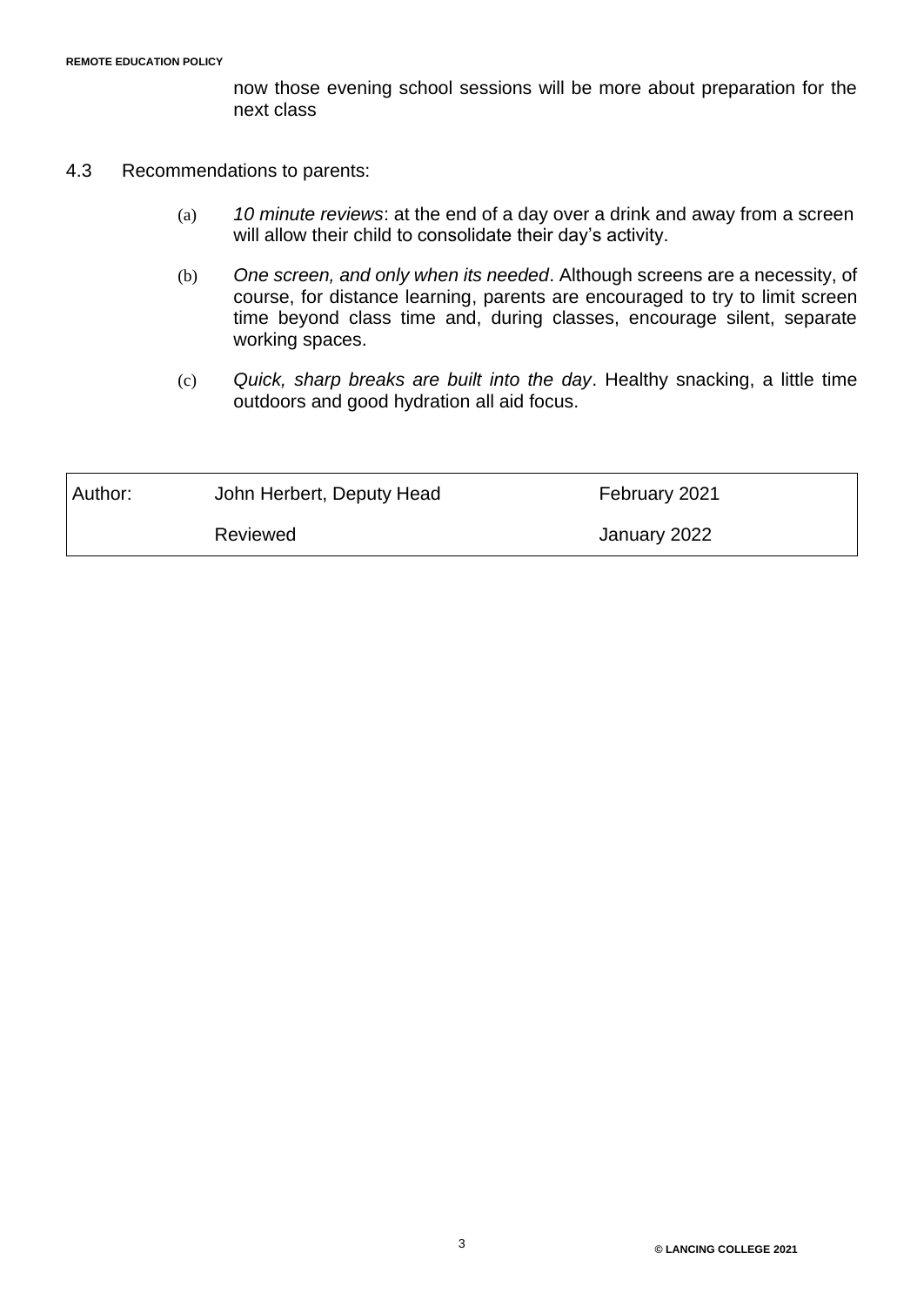now those evening school sessions will be more about preparation for the next class

4.3 Recommendations to parents:

(a) *10 minute reviews*: at the end of a day over a drink and away from a screen will allow their child to consolidate their day's activity.

(b) *One screen, and only when its needed*. Although screens are a necessity, of course, for distance learning, parents are encouraged to try to limit screen time beyond class time and, during classes, encourage silent, separate working spaces.

(c) *Quick, sharp breaks are built into the day*. Healthy snacking, a little time outdoors and good hydration all aid focus.

| | | |
|---|---|---|
| Author: | John Herbert, Deputy Head | February 2021 |
| | Reviewed | January 2022 |